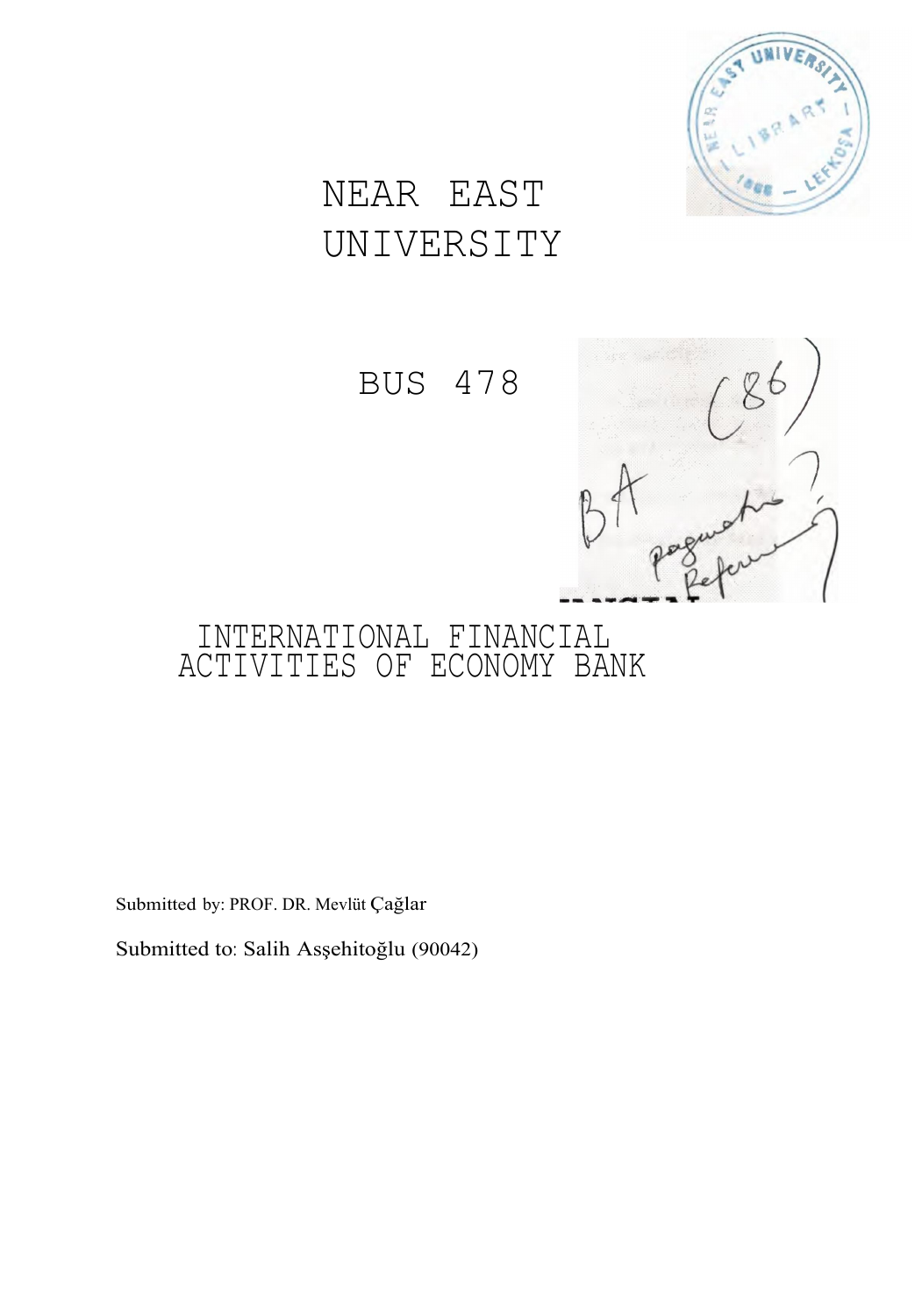# NEAR EAST UNIVERSITY

## BUS 478

## INTERNATIONAL FINANCIAL ACTIVITIES OF ECONOMY BANK

Submitted by: PROF. DR. Mevlüt Çağlar

Submitted to: Salih Asşehitoğlu (90042)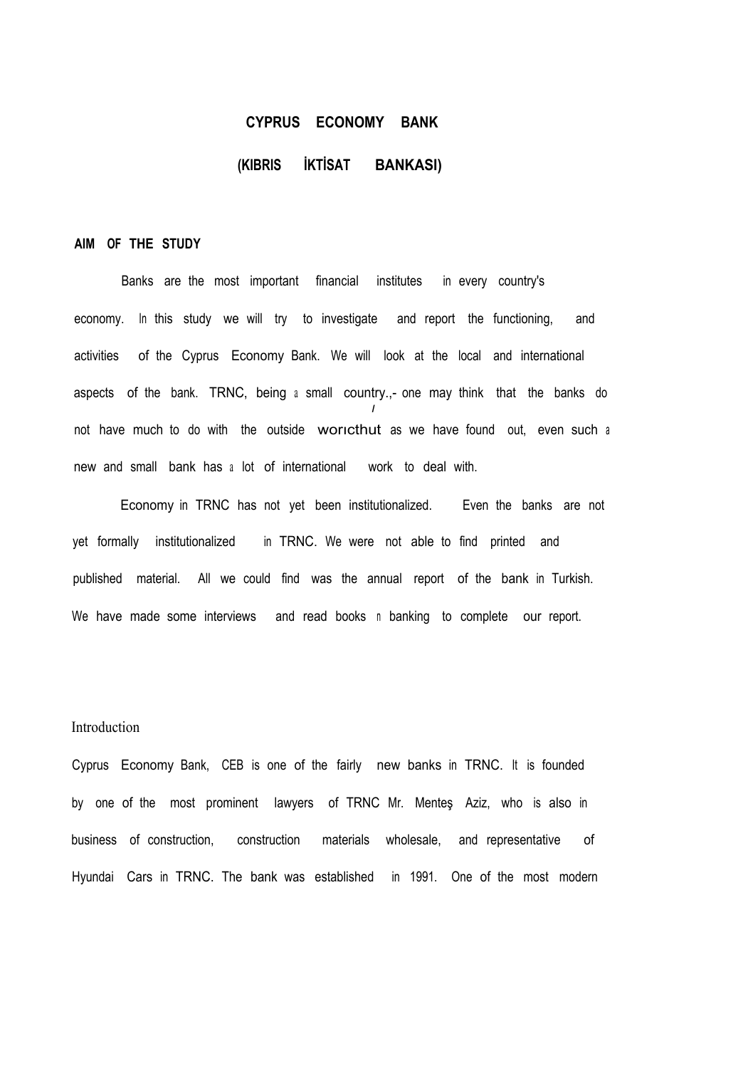# CYPRUS ECONOMY BANK

## (KIBRIS İKTİSAT BANKASI)

**AIM OF THE STUDY**

Banks are the most important financial institutes in every country's economy. In this study we will try to investigate and report the functioning, and activities of the Cyprus Economy Bank. We will look at the local and international aspects of the bank. TRNC, being a small country.,- one may think that the banks do not have much to do with the outside worıcthut as we have found out, even such a new and small bank has a lot of international work to deal with.

Economy in TRNC has not yet been institutionalized. Even the banks are not yet formally institutionalized in TRNC. We were not able to find printed and published material. All we could find was the annual report of the bank in Turkish. We have made some interviews and read books n banking to complete our report.

Introduction

Cyprus Economy Bank, CEB is one of the fairly new banks in TRNC. It is founded by one of the most prominent lawyers of TRNC Mr. Menteş Aziz, who is also in business of construction, construction materials wholesale, and representative of Hyundai Cars in TRNC. The bank was established in 1991. One of the most modern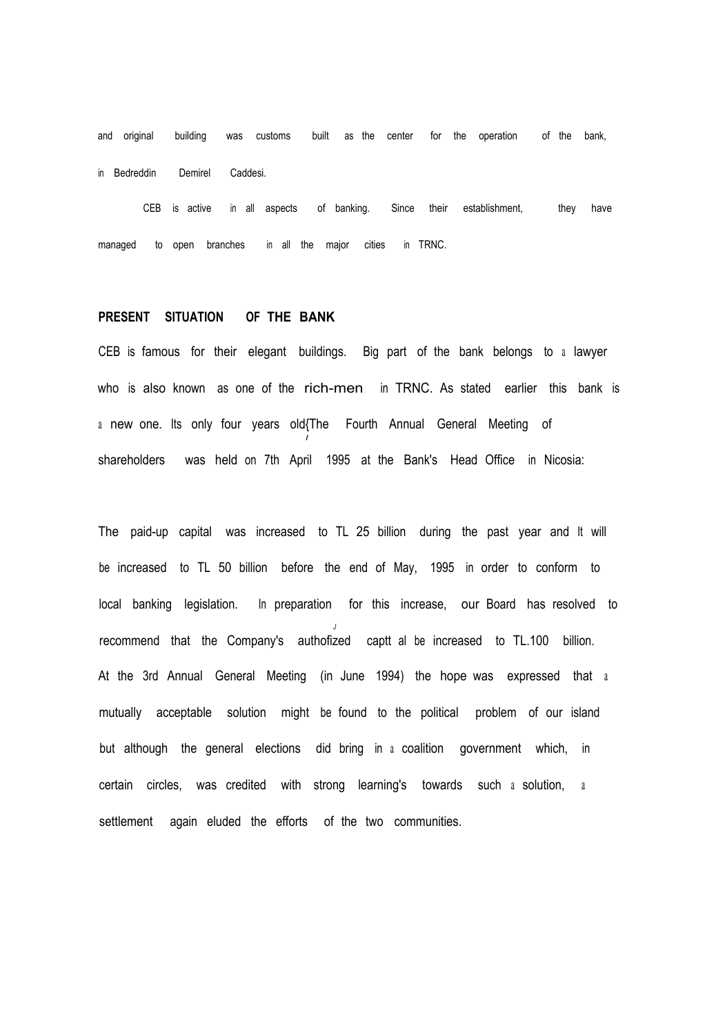and original building was customs built as the center for the operation of the bank, in Bedreddin Demirel Caddesi.

CEB is active in all aspects of banking. Since their establishment, they have managed to open branches in all the major cities in TRNC.

## PRESENT SITUATION OF THE BANK

CEB is famous for their elegant buildings. Big part of the bank belongs to a lawyer who is also known as one of the rich-men in TRNC. As stated earlier this bank is a new one. Its only four years old{The Fourth Annual General Meeting of shareholders was held on 7th April 1995 at the Bank's Head Office in Nicosia:

The paid-up capital was increased to TL 25 billion during the past year and It will be increased to TL 50 billion before the end of May, 1995 in order to conform to local banking legislation. In preparation for this increase, our Board has resolved to recommend that the Company's authofized captt al be increased to TL.100 billion. At the 3rd Annual General Meeting (in June 1994) the hope was expressed that a mutually acceptable solution might be found to the political problem of our island but although the general elections did bring in a coalition government which, in certain circles, was credited with strong learning's towards such a solution, a settlement again eluded the efforts of the two communities.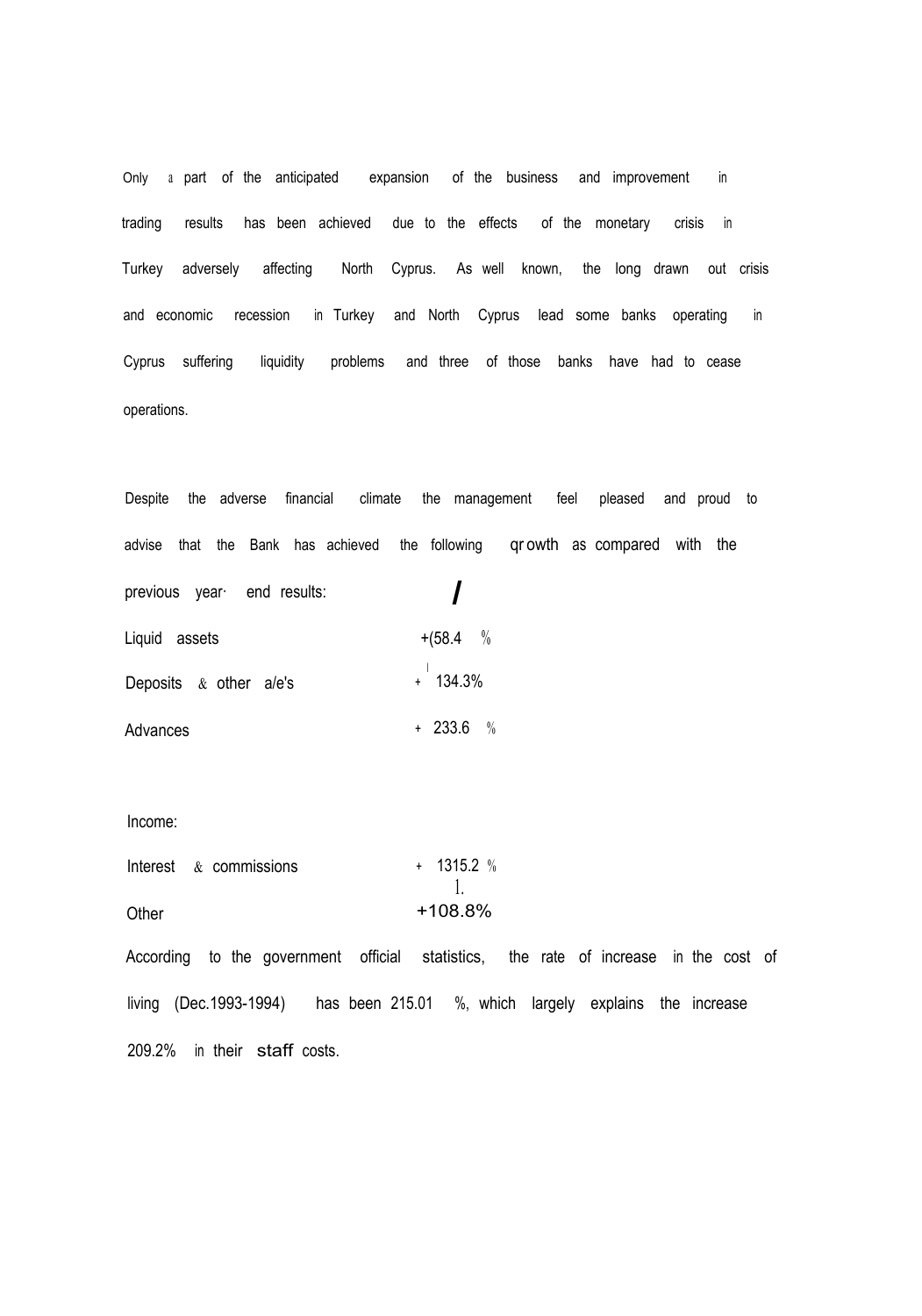Only a part of the anticipated expansion of the business and improvement in trading results has been achieved due to the effects of the monetary crisis in Turkey adversely affecting North Cyprus. As well known, the long drawn out crisis and economic recession in Turkey and North Cyprus lead some banks operating in Cyprus suffering liquidity problems and three of those banks have had to cease operations.

Despite the adverse financial climate the management feel pleased and proud to advise that the Bank has achieved the following growth as compared with the previous year end results:

| | |
|---|---|
| Liquid assets | +(58.4 % |
| Deposits & other a/e's | + 134.3% |
| Advances | + 233.6 % |

Income:

| | |
|---|---|
| Interest & commissions | + 1315.2 % |
| Other | +108.8% |

According to the government official statistics, the rate of increase in the cost of living (Dec.1993-1994) has been 215.01 %, which largely explains the increase 209.2% in their staff costs.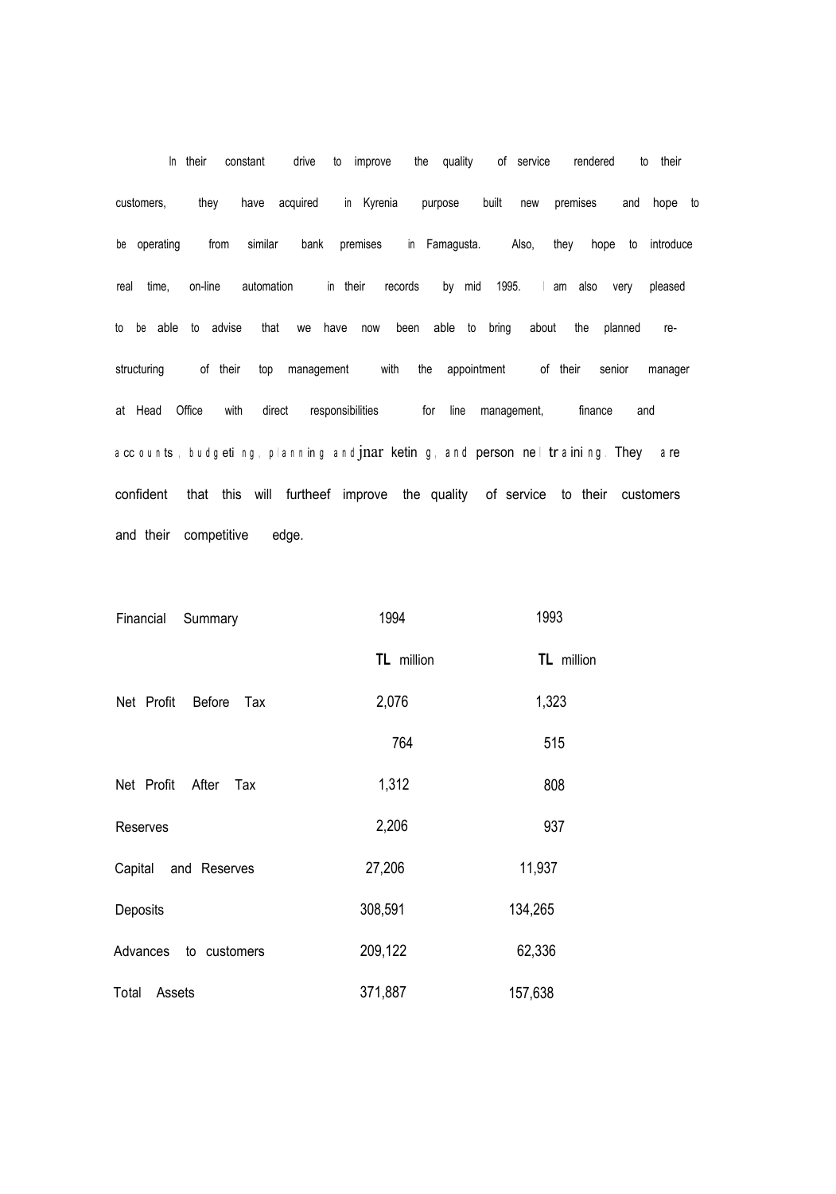In their constant drive to improve the quality of service rendered to their customers, they have acquired in Kyrenia purpose built new premises and hope to be operating from similar bank premises in Famagusta. Also, they hope to introduce real time, on-line automation in their records by mid 1995. I am also very pleased to be able to advise that we have now been able to bring about the planned re-structuring of their top management with the appointment of their senior manager at Head Office with direct responsibilities for line management, finance and accounts, budgeting, planning and marketing, and personnel training. They are confident that this will furtheef improve the quality of service to their customers and their competitive edge.

| Financial Summary | 1994 | 1993 |
|---|---|---|
| | **TL** million | **TL** million |
| Net Profit Before Tax | 2,076 | 1,323 |
| | 764 | 515 |
| Net Profit After Tax | 1,312 | 808 |
| Reserves | 2,206 | 937 |
| Capital and Reserves | 27,206 | 11,937 |
| Deposits | 308,591 | 134,265 |
| Advances to customers | 209,122 | 62,336 |
| Total Assets | 371,887 | 157,638 |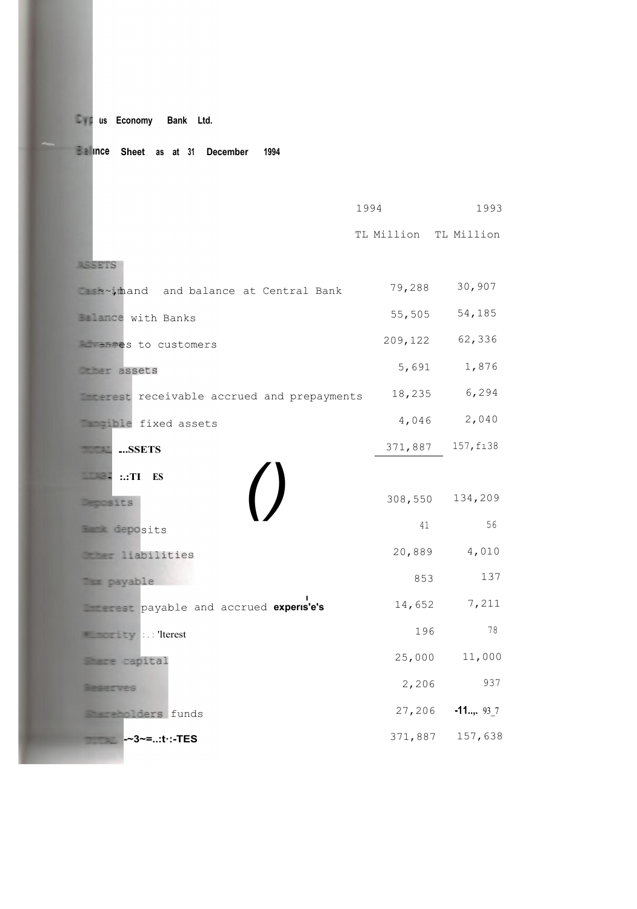Cyprus Economy Bank Ltd.

Balance Sheet as at 31 December 1994

| | 1994 | 1993 |
|---|---|---|
| | TL Million | TL Million |
| **ASSETS** | | |
| Cash in hand and balance at Central Bank | 79,288 | 30,907 |
| Balance with Banks | 55,505 | 54,185 |
| Advances to customers | 209,122 | 62,336 |
| Other assets | 5,691 | 1,876 |
| Interest receivable accrued and prepayments | 18,235 | 6,294 |
| Tangible fixed assets | 4,046 | 2,040 |
| **TOTAL ASSETS** | 371,887 | 157,638 |
| **LIABILITIES** | | |
| Deposits | 308,550 | 134,209 |
| Bank deposits | 41 | 56 |
| Other liabilities | 20,889 | 4,010 |
| Tax payable | 853 | 137 |
| Interest payable and accrued expenses | 14,652 | 7,211 |
| Minority interest | 196 | 78 |
| Share capital | 25,000 | 11,000 |
| Reserves | 2,206 | 937 |
| Shareholders funds | 27,206 | 11,937 |
| **TOTAL LIABILITIES** | 371,887 | 157,638 |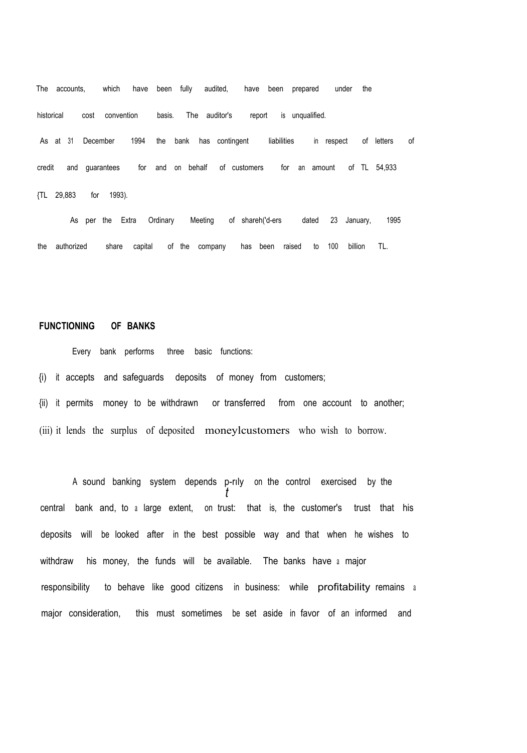The accounts, which have been fully audited, have been prepared under the historical cost convention basis. The auditor's report is unqualified.

As at 31 December 1994 the bank has contingent liabilities in respect of letters of credit and guarantees for and on behalf of customers for an amount of TL 54,933 {TL 29,883 for 1993).

As per the Extra Ordinary Meeting of shareh('d-ers dated 23 January, 1995 the authorized share capital of the company has been raised to 100 billion TL.

## FUNCTIONING OF BANKS

Every bank performs three basic functions:

{i) it accepts and safeguards deposits of money from customers;

{ii) it permits money to be withdrawn or transferred from one account to another;

(iii) it lends the surplus of deposited moneylcustomers who wish to borrow.

A sound banking system depends p-rıly on the control exercised by the central bank and, to a large extent, on trust: that is, the customer's trust that his deposits will be looked after in the best possible way and that when he wishes to withdraw his money, the funds will be available. The banks have a major responsibility to behave like good citizens in business: while profitability remains a major consideration, this must sometimes be set aside in favor of an informed and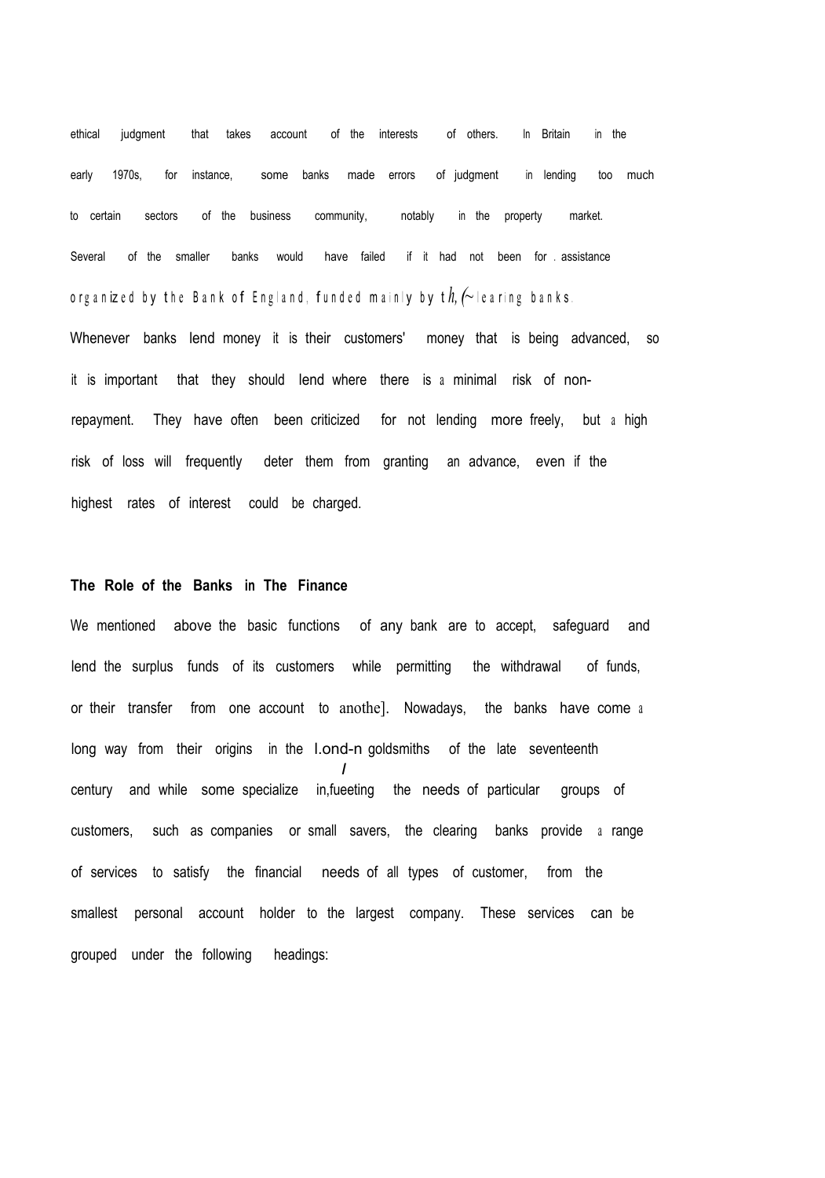ethical judgment that takes account of the interests of others. In Britain in the early 1970s, for instance, some banks made errors of judgment in lending too much to certain sectors of the business community, notably in the property market. Several of the smaller banks would have failed if it had not been for . assistance organized by the Bank of England, funded mainly by th,(~learing banks.

Whenever banks lend money it is their customers' money that is being advanced, so it is important that they should lend where there is a minimal risk of non-repayment. They have often been criticized for not lending more freely, but a high risk of loss will frequently deter them from granting an advance, even if the highest rates of interest could be charged.

**The Role of the Banks in The Finance**

We mentioned above the basic functions of any bank are to accept, safeguard and lend the surplus funds of its customers while permitting the withdrawal of funds, or their transfer from one account to anothe]. Nowadays, the banks have come a long way from their origins in the I.ond-n goldsmiths of the late seventeenth century and while some specialize in,fueeting the needs of particular groups of customers, such as companies or small savers, the clearing banks provide a range of services to satisfy the financial needs of all types of customer, from the smallest personal account holder to the largest company. These services can be grouped under the following headings: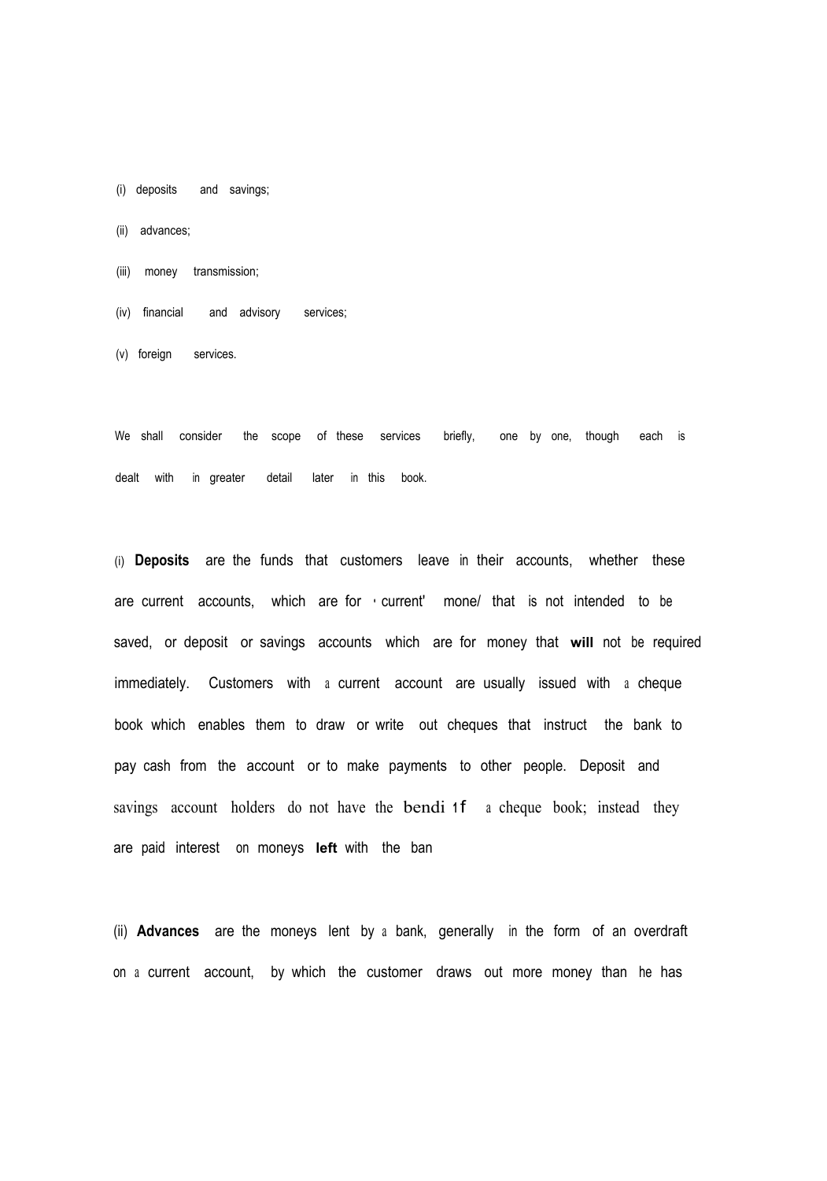(i) deposits and savings;

(ii) advances;

(iii) money transmission;

(iv) financial and advisory services;

(v) foreign services.

We shall consider the scope of these services briefly, one by one, though each is dealt with in greater detail later in this book.

(i) **Deposits** are the funds that customers leave in their accounts, whether these are current accounts, which are for 'current' mone/ that is not intended to be saved, or deposit or savings accounts which are for money that **will** not be required immediately. Customers with a current account are usually issued with a cheque book which enables them to draw or write out cheques that instruct the bank to pay cash from the account or to make payments to other people. Deposit and savings account holders do not have the bendi 1f a cheque book; instead they are paid interest on moneys **left** with the ban

(ii) **Advances** are the moneys lent by a bank, generally in the form of an overdraft on a current account, by which the customer draws out more money than he has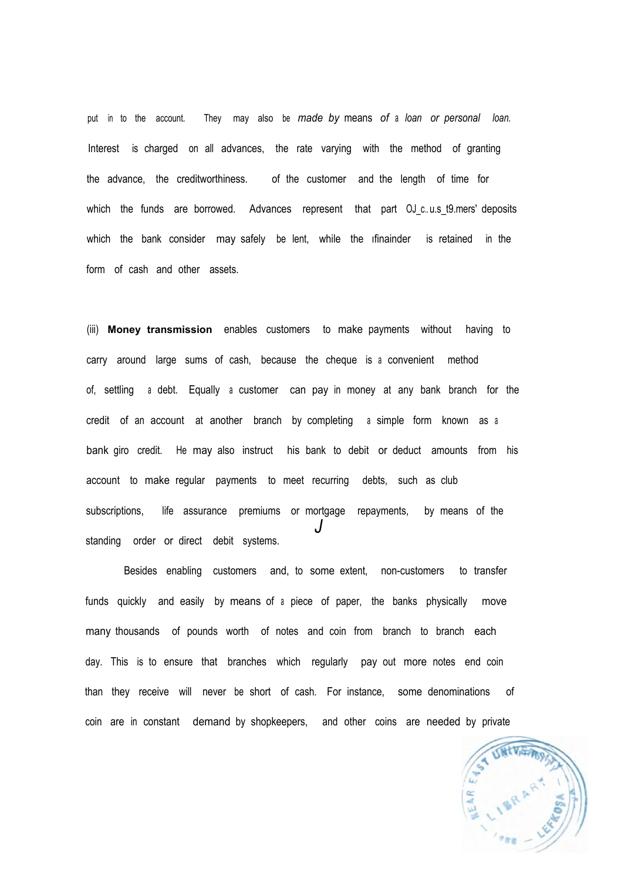put in to the account. They may also be *made by* means *of* a *loan or personal loan.* Interest is charged on all advances, the rate varying with the method of granting the advance, the creditworthiness. of the customer and the length of time for which the funds are borrowed. Advances represent that part OJ_c..u.s_t9.mers' deposits which the bank consider may safely be lent, while the ıfinainder is retained in the form of cash and other assets.

(iii) **Money transmission** enables customers to make payments without having to carry around large sums of cash, because the cheque is a convenient method of, settling a debt. Equally a customer can pay in money at any bank branch for the credit of an account at another branch by completing a simple form known as a bank giro credit. He may also instruct his bank to debit or deduct amounts from his account to make regular payments to meet recurring debts, such as club subscriptions, life assurance premiums or mortgage repayments, by means of the standing order or direct debit systems.

Besides enabling customers and, to some extent, non-customers to transfer funds quickly and easily by means of a piece of paper, the banks physically move many thousands of pounds worth of notes and coin from branch to branch each day. This is to ensure that branches which regularly pay out more notes end coin than they receive will never be short of cash. For instance, some denominations of coin are in constant demand by shopkeepers, and other coins are needed by private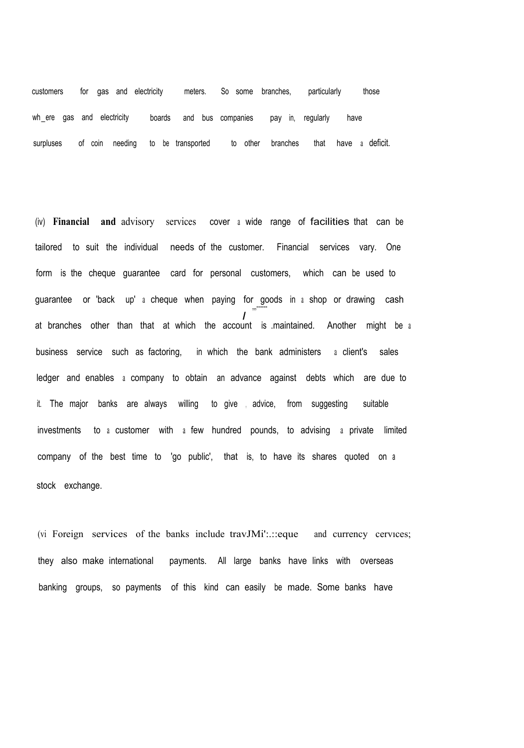customers for gas and electricity meters. So some branches, particularly those wh_ere gas and electricity boards and bus companies pay in, regularly have surpluses of coin needing to be transported to other branches that have a deficit.

(iv) **Financial and** advisory services cover a wide range of facilities that can be tailored to suit the individual needs of the customer. Financial services vary. One form is the cheque guarantee card for personal customers, which can be used to guarantee or 'back up' a cheque when paying for goods in a shop or drawing cash at branches other than that at which the account is .maintained. Another might be a business service such as factoring, in which the bank administers a client's sales ledger and enables a company to obtain an advance against debts which are due to it. The major banks are always willing to give , advice, from suggesting suitable investments to a customer with a few hundred pounds, to advising a private limited company of the best time to 'go public', that is, to have its shares quoted on a stock exchange.

(vi Foreign services of the banks include travJMi':.::eque and currency cervices; they also make international payments. All large banks have links with overseas banking groups, so payments of this kind can easily be made. Some banks have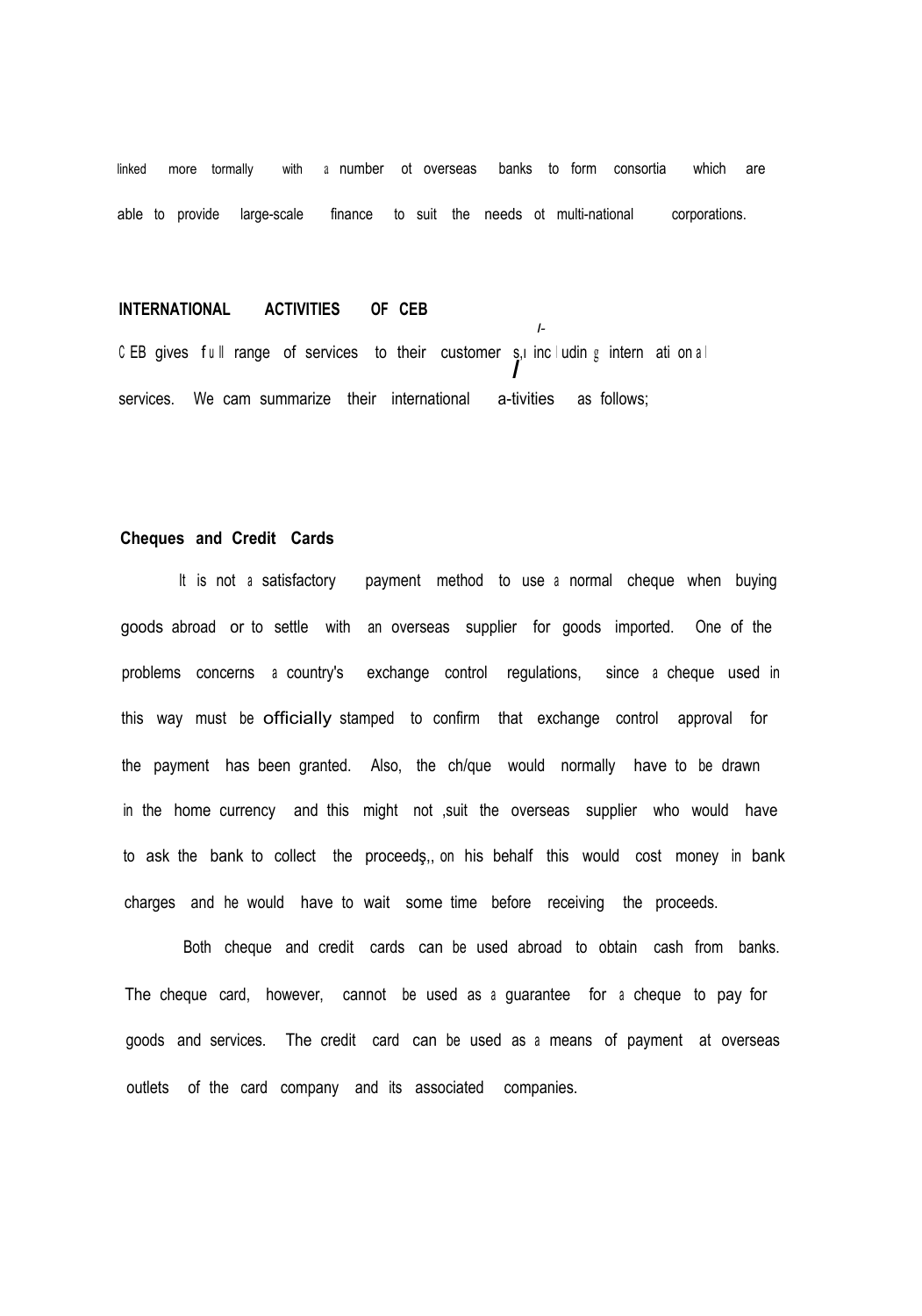linked more tormally with a number ot overseas banks to form consortia which are able to provide large-scale finance to suit the needs ot multi-national corporations.

**INTERNATIONAL ACTIVITIES OF CEB**

CEB gives full range of services to their customers, including international services. We cam summarize their international a-tivities as follows;

**Cheques and Credit Cards**

It is not a satisfactory payment method to use a normal cheque when buying goods abroad or to settle with an overseas supplier for goods imported. One of the problems concerns a country's exchange control regulations, since a cheque used in this way must be officially stamped to confirm that exchange control approval for the payment has been granted. Also, the ch/que would normally have to be drawn in the home currency and this might not ,suit the overseas supplier who would have to ask the bank to collect the proceeds,, on his behalf this would cost money in bank charges and he would have to wait some time before receiving the proceeds.

Both cheque and credit cards can be used abroad to obtain cash from banks. The cheque card, however, cannot be used as a guarantee for a cheque to pay for goods and services. The credit card can be used as a means of payment at overseas outlets of the card company and its associated companies.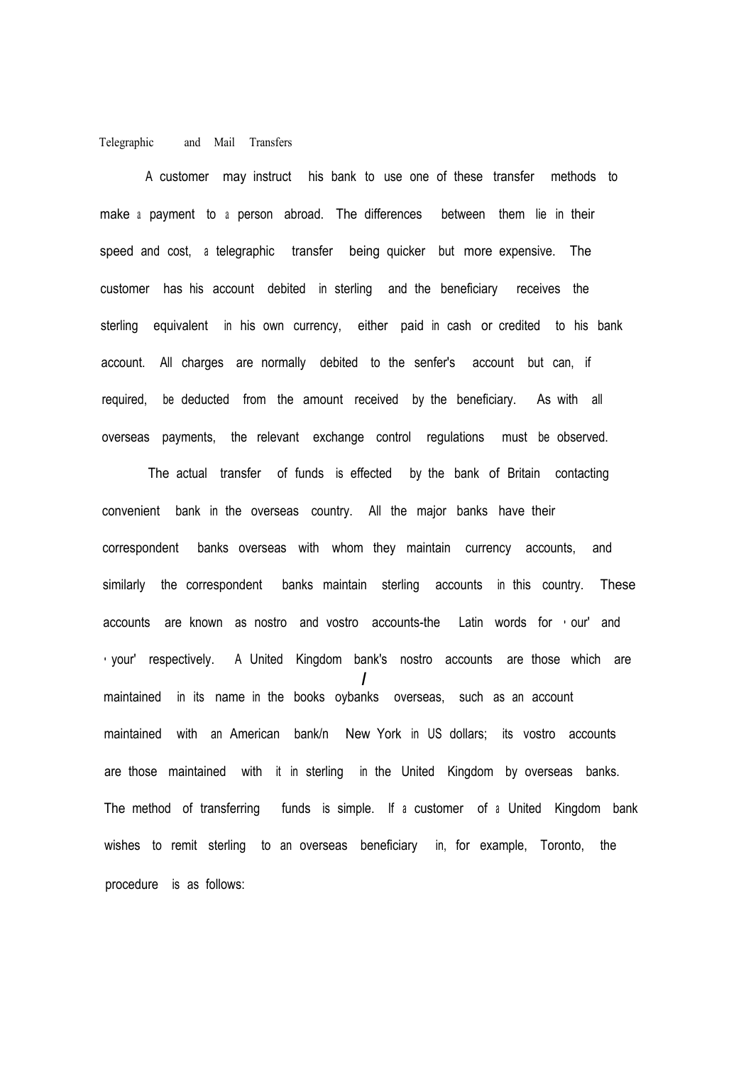## Telegraphic and Mail Transfers

A customer may instruct his bank to use one of these transfer methods to make a payment to a person abroad. The differences between them lie in their speed and cost, a telegraphic transfer being quicker but more expensive. The customer has his account debited in sterling and the beneficiary receives the sterling equivalent in his own currency, either paid in cash or credited to his bank account. All charges are normally debited to the senfer's account but can, if required, be deducted from the amount received by the beneficiary. As with all overseas payments, the relevant exchange control regulations must be observed.

The actual transfer of funds is effected by the bank of Britain contacting convenient bank in the overseas country. All the major banks have their correspondent banks overseas with whom they maintain currency accounts, and similarly the correspondent banks maintain sterling accounts in this country. These accounts are known as nostro and vostro accounts-the Latin words for 'our' and 'your' respectively. A United Kingdom bank's nostro accounts are those which are maintained in its name in the books oybanks overseas, such as an account maintained with an American bank/n New York in US dollars; its vostro accounts are those maintained with it in sterling in the United Kingdom by overseas banks. The method of transferring funds is simple. If a customer of a United Kingdom bank wishes to remit sterling to an overseas beneficiary in, for example, Toronto, the procedure is as follows: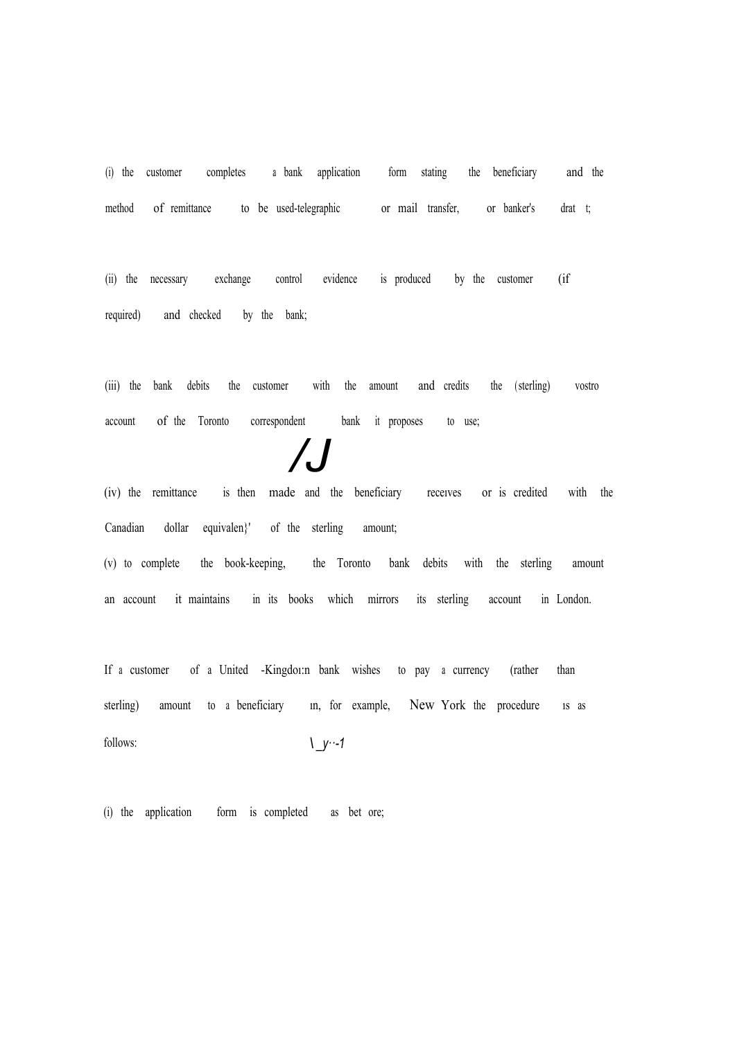(i) the customer completes a bank application form stating the beneficiary and the method of remittance to be used-telegraphic or mail transfer, or banker's draft;

(ii) the necessary exchange control evidence is produced by the customer (if required) and checked by the bank;

(iii) the bank debits the customer with the amount and credits the (sterling) vostro account of the Toronto correspondent bank it proposes to use;

(iv) the remittance is then made and the beneficiary receives or is credited with the Canadian dollar equivalent of the sterling amount;

(v) to complete the book-keeping, the Toronto bank debits with the sterling amount an account it maintains in its books which mirrors its sterling account in London.

If a customer of a United Kingdom bank wishes to pay a currency (rather than sterling) amount to a beneficiary in, for example, New York the procedure is as follows:

(i) the application form is completed as before;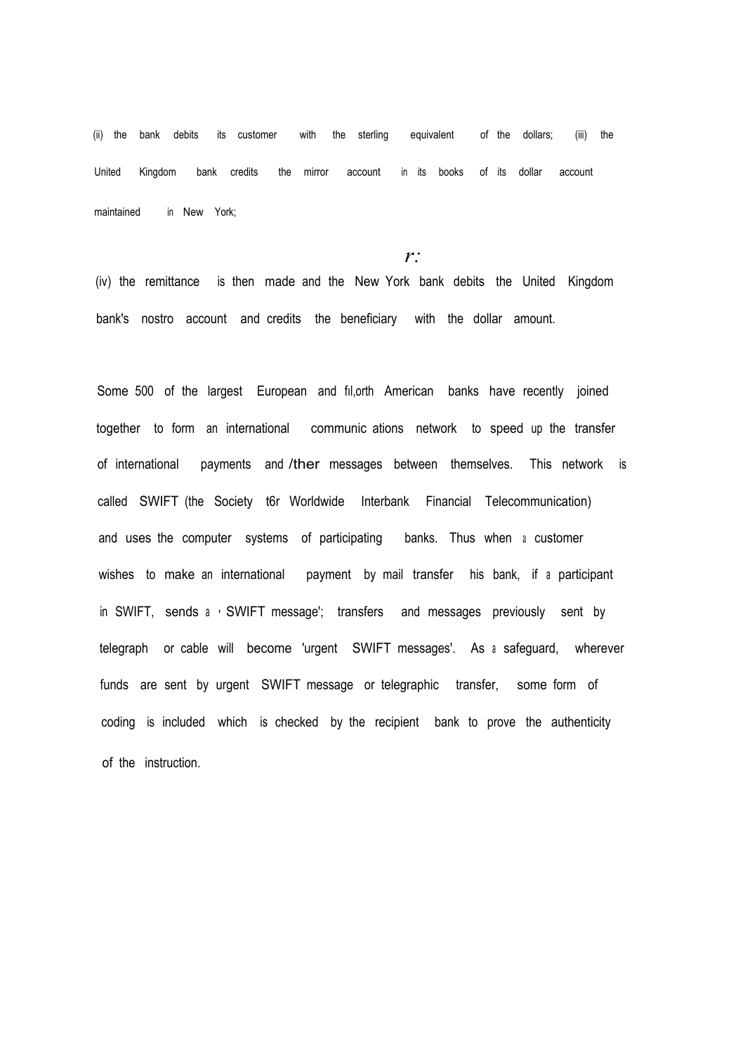(ii) the bank debits its customer with the sterling equivalent of the dollars; (iii) the United Kingdom bank credits the mirror account in its books of its dollar account maintained in New York;

(iv) the remittance is then made and the New York bank debits the United Kingdom bank's nostro account and credits the beneficiary with the dollar amount.

Some 500 of the largest European and fIl,orth American banks have recently joined together to form an international communic ations network to speed up the transfer of international payments and /ther messages between themselves. This network is called SWIFT (the Society t6r Worldwide Interbank Financial Telecommunication) and uses the computer systems of participating banks. Thus when a customer wishes to make an international payment by mail transfer his bank, if a participant in SWIFT, sends a ' SWIFT message'; transfers and messages previously sent by telegraph or cable will become 'urgent SWIFT messages'. As a safeguard, wherever funds are sent by urgent SWIFT message or telegraphic transfer, some form of coding is included which is checked by the recipient bank to prove the authenticity of the instruction.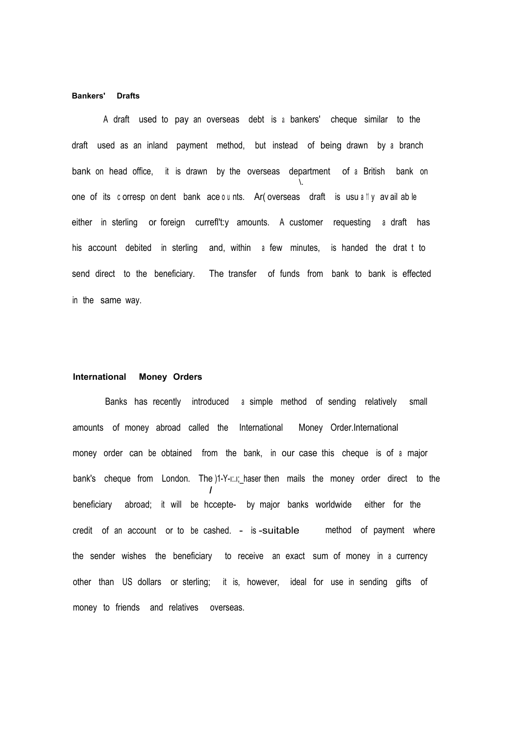**Bankers' Drafts**

A draft used to pay an overseas debt is a bankers' cheque similar to the draft used as an inland payment method, but instead of being drawn by a branch bank on head office, it is drawn by the overseas department of a British bank on one of its correspondent bank accounts. Ar( overseas draft is usually available either in sterling or foreign currefl't:y amounts. A customer requesting a draft has his account debited in sterling and, within a few minutes, is handed the drat t to send direct to the beneficiary. The transfer of funds from bank to bank is effected in the same way.

**International Money Orders**

Banks has recently introduced a simple method of sending relatively small amounts of money abroad called the International Money Order.International money order can be obtained from the bank, in our case this cheque is of a major bank's cheque from London. The )1-Y-ı:.ı;_haser then mails the money order direct to the beneficiary abroad; it will be hccepte- by major banks worldwide either for the credit of an account or to be cashed. - is -suitable method of payment where the sender wishes the beneficiary to receive an exact sum of money in a currency other than US dollars or sterling; it is, however, ideal for use in sending gifts of money to friends and relatives overseas.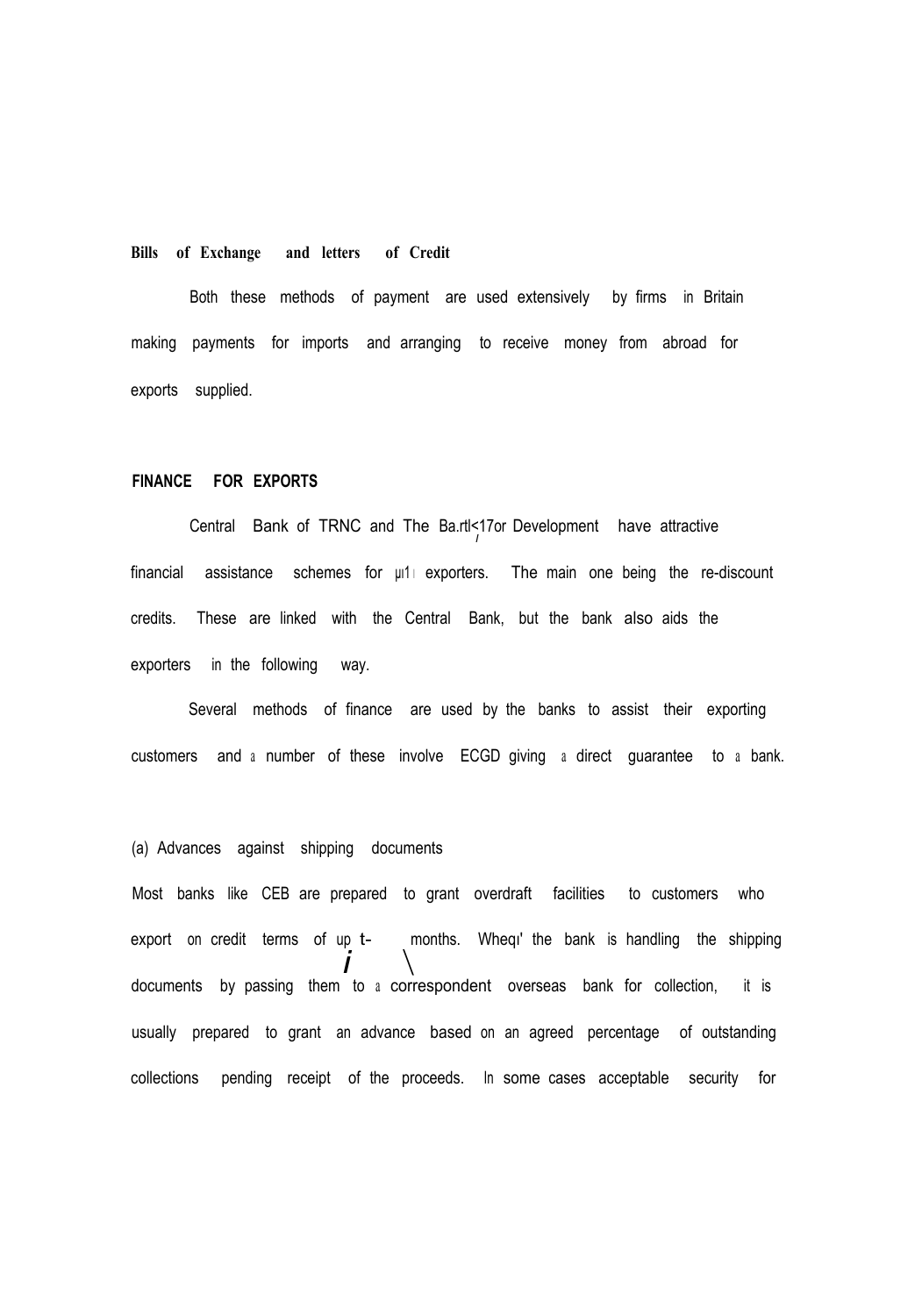**Bills of Exchange and letters of Credit**

Both these methods of payment are used extensively by firms in Britain making payments for imports and arranging to receive money from abroad for exports supplied.

**FINANCE FOR EXPORTS**

Central Bank of TRNC and The Ba.rtl<17or Development have attractive financial assistance schemes for µı1ı exporters. The main one being the re-discount credits. These are linked with the Central Bank, but the bank also aids the exporters in the following way.

Several methods of finance are used by the banks to assist their exporting customers and a number of these involve ECGD giving a direct guarantee to a bank.

(a) Advances against shipping documents

Most banks like CEB are prepared to grant overdraft facilities to customers who export on credit terms of up t- months. Wheqı' the bank is handling the shipping documents by passing them to a correspondent overseas bank for collection, it is usually prepared to grant an advance based on an agreed percentage of outstanding collections pending receipt of the proceeds. In some cases acceptable security for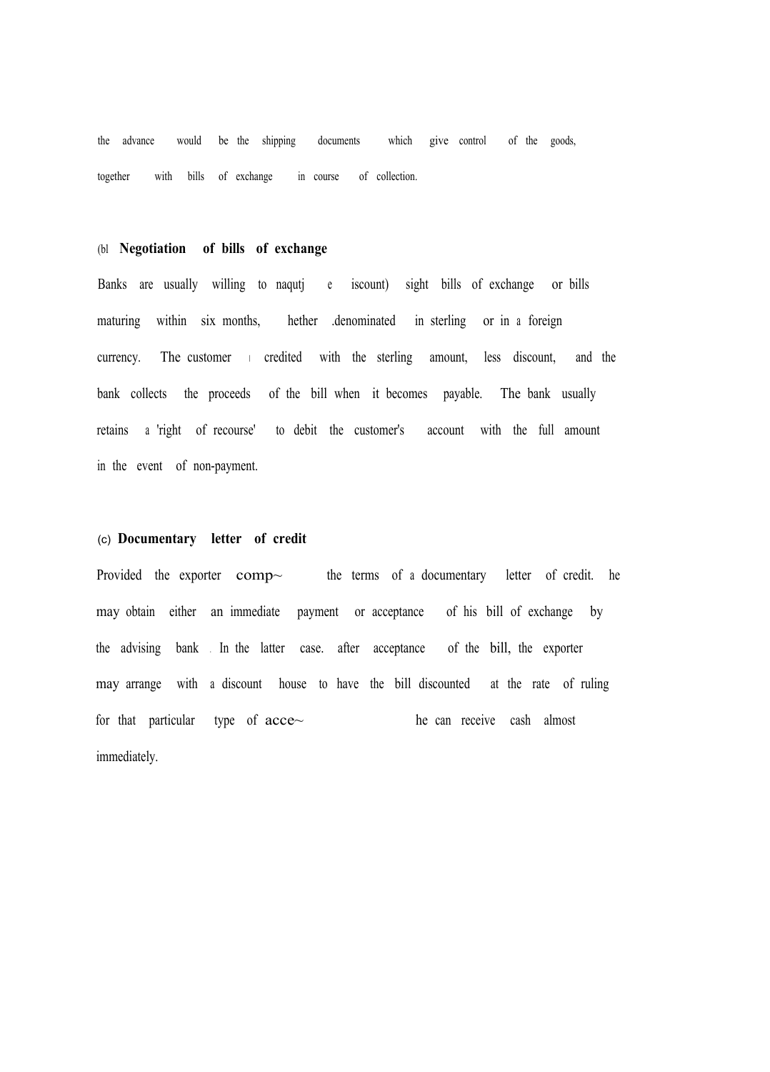the advance would be the shipping documents which give control of the goods, together with bills of exchange in course of collection.

**(bl Negotiation of bills of exchange**

Banks are usually willing to naqutj e iscount) sight bills of exchange or bills maturing within six months, hether .denominated in sterling or in a foreign currency. The customer ı credited with the sterling amount, less discount, and the bank collects the proceeds of the bill when it becomes payable. The bank usually retains a 'right of recourse' to debit the customer's account with the full amount in the event of non-payment.

**(c) Documentary letter of credit**

Provided the exporter comp~ the terms of a documentary letter of credit. he may obtain either an immediate payment or acceptance of his bill of exchange by the advising bank . In the latter case. after acceptance of the bill, the exporter may arrange with a discount house to have the bill discounted at the rate of ruling for that particular type of acce~ he can receive cash almost immediately.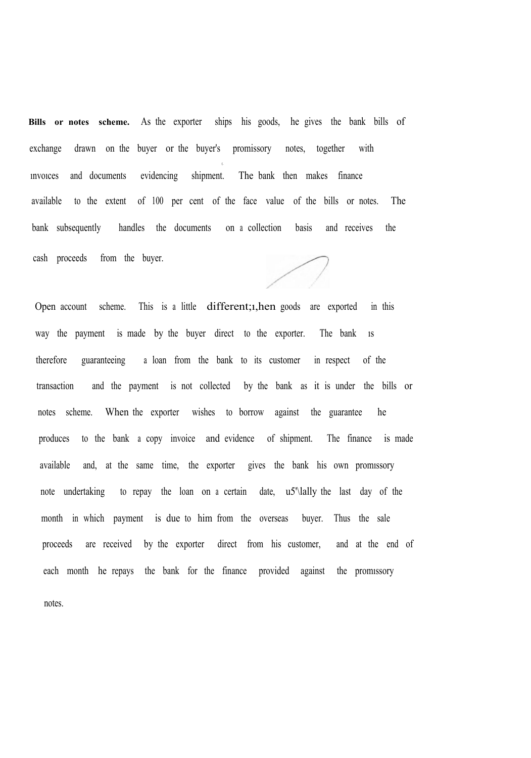**Bills or notes scheme.** As the exporter ships his goods, he gives the bank bills of exchange drawn on the buyer or the buyer's promissory notes, together with invoices and documents evidencing shipment. The bank then makes finance available to the extent of 100 per cent of the face value of the bills or notes. The bank subsequently handles the documents on a collection basis and receives the cash proceeds from the buyer.

Open account scheme. This is a little different;when goods are exported in this way the payment is made by the buyer direct to the exporter. The bank is therefore guaranteeing a loan from the bank to its customer in respect of the transaction and the payment is not collected by the bank as it is under the bills or notes scheme. When the exporter wishes to borrow against the guarantee he produces to the bank a copy invoice and evidence of shipment. The finance is made available and, at the same time, the exporter gives the bank his own promissory note undertaking to repay the loan on a certain date, usually the last day of the month in which payment is due to him from the overseas buyer. Thus the sale proceeds are received by the exporter direct from his customer, and at the end of each month he repays the bank for the finance provided against the promissory notes.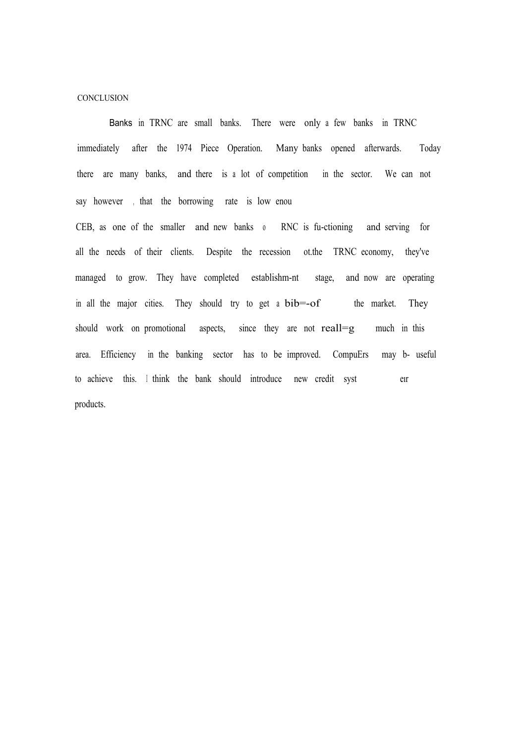CONCLUSION

Banks in TRNC are small banks. There were only a few banks in TRNC immediately after the 1974 Piece Operation. Many banks opened afterwards. Today there are many banks, and there is a lot of competition in the sector. We can not say however , that the borrowing rate is low enou

CEB, as one of the smaller and new banks o RNC is fu-ctioning and serving for all the needs of their clients. Despite the recession ot.the TRNC economy, they've managed to grow. They have completed establishm-nt stage, and now are operating in all the major cities. They should try to get a bib=-of the market. They should work on promotional aspects, since they are not reall=g much in this area. Efficiency in the banking sector has to be improved. CompuErs may b- useful to achieve this. I think the bank should introduce new credit syst eır products.